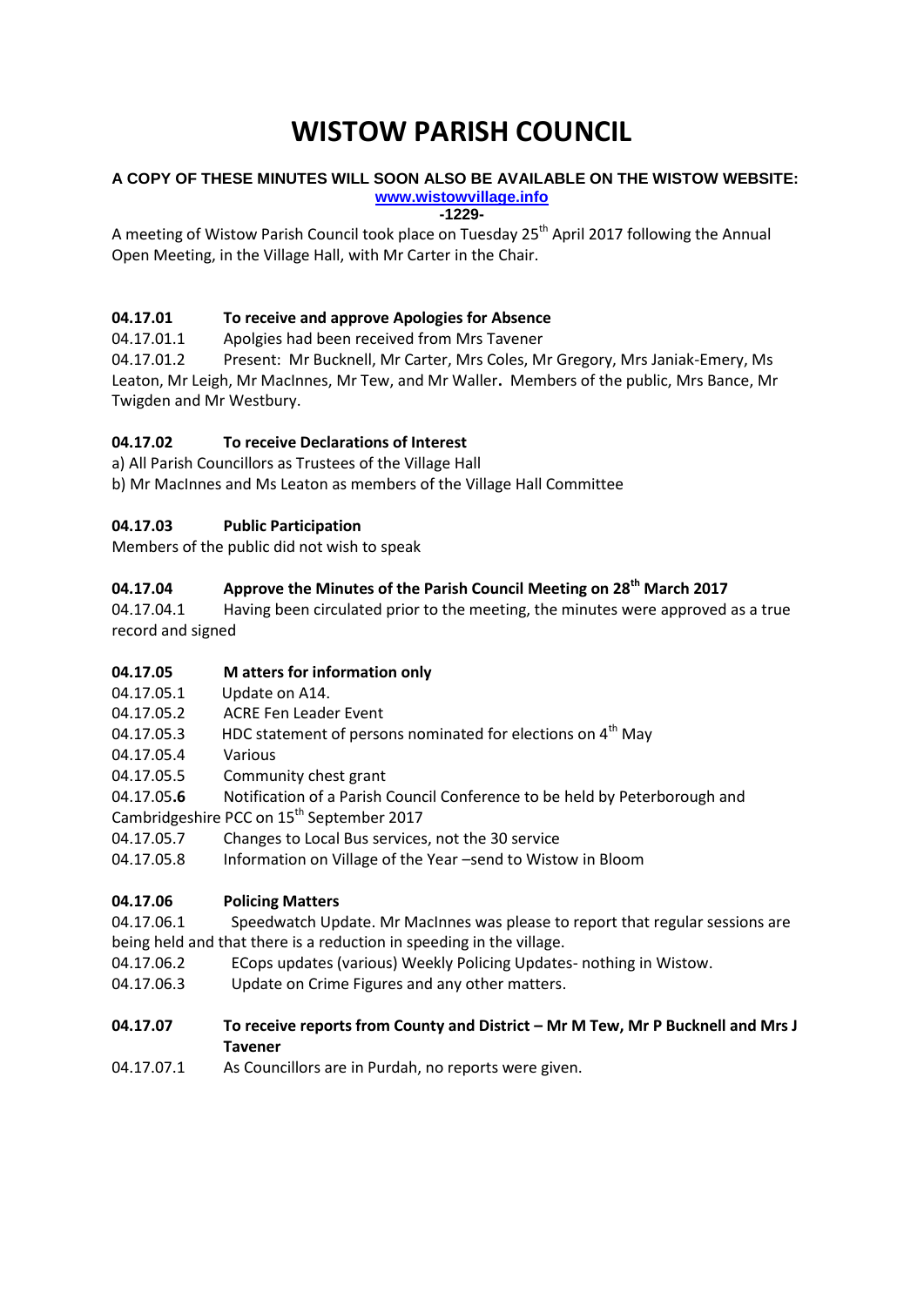# WISTOW PARISH COUNCIL

**A COPY OF THESE MINUTES WILL SOON ALSO BE AVAILABLE ON THE WISTOW WEBSITE:**
**www.wistowvillage.info**
**-1229-**

A meeting of Wistow Parish Council took place on Tuesday 25th April 2017 following the Annual Open Meeting, in the Village Hall, with Mr Carter in the Chair.

### 04.17.01 To receive and approve Apologies for Absence

04.17.01.1 Apolgies had been received from Mrs Tavener

04.17.01.2 Present: Mr Bucknell, Mr Carter, Mrs Coles, Mr Gregory, Mrs Janiak-Emery, Ms Leaton, Mr Leigh, Mr MacInnes, Mr Tew, and Mr Waller**.** Members of the public, Mrs Bance, Mr Twigden and Mr Westbury.

### 04.17.02 To receive Declarations of Interest

a) All Parish Councillors as Trustees of the Village Hall

b) Mr MacInnes and Ms Leaton as members of the Village Hall Committee

### 04.17.03 Public Participation

Members of the public did not wish to speak

### 04.17.04 Approve the Minutes of the Parish Council Meeting on 28th March 2017

04.17.04.1 Having been circulated prior to the meeting, the minutes were approved as a true record and signed

### 04.17.05 M atters for information only

04.17.05.1 Update on A14.

04.17.05.2 ACRE Fen Leader Event

04.17.05.3 HDC statement of persons nominated for elections on 4th May

04.17.05.4 Various

04.17.05.5 Community chest grant

04.17.05**.6** Notification of a Parish Council Conference to be held by Peterborough and Cambridgeshire PCC on 15th September 2017

04.17.05.7 Changes to Local Bus services, not the 30 service

04.17.05.8 Information on Village of the Year –send to Wistow in Bloom

### 04.17.06 Policing Matters

04.17.06.1 Speedwatch Update. Mr MacInnes was please to report that regular sessions are being held and that there is a reduction in speeding in the village.

04.17.06.2 ECops updates (various) Weekly Policing Updates- nothing in Wistow.

04.17.06.3 Update on Crime Figures and any other matters.

### 04.17.07 To receive reports from County and District – Mr M Tew, Mr P Bucknell and Mrs J Tavener

04.17.07.1 As Councillors are in Purdah, no reports were given.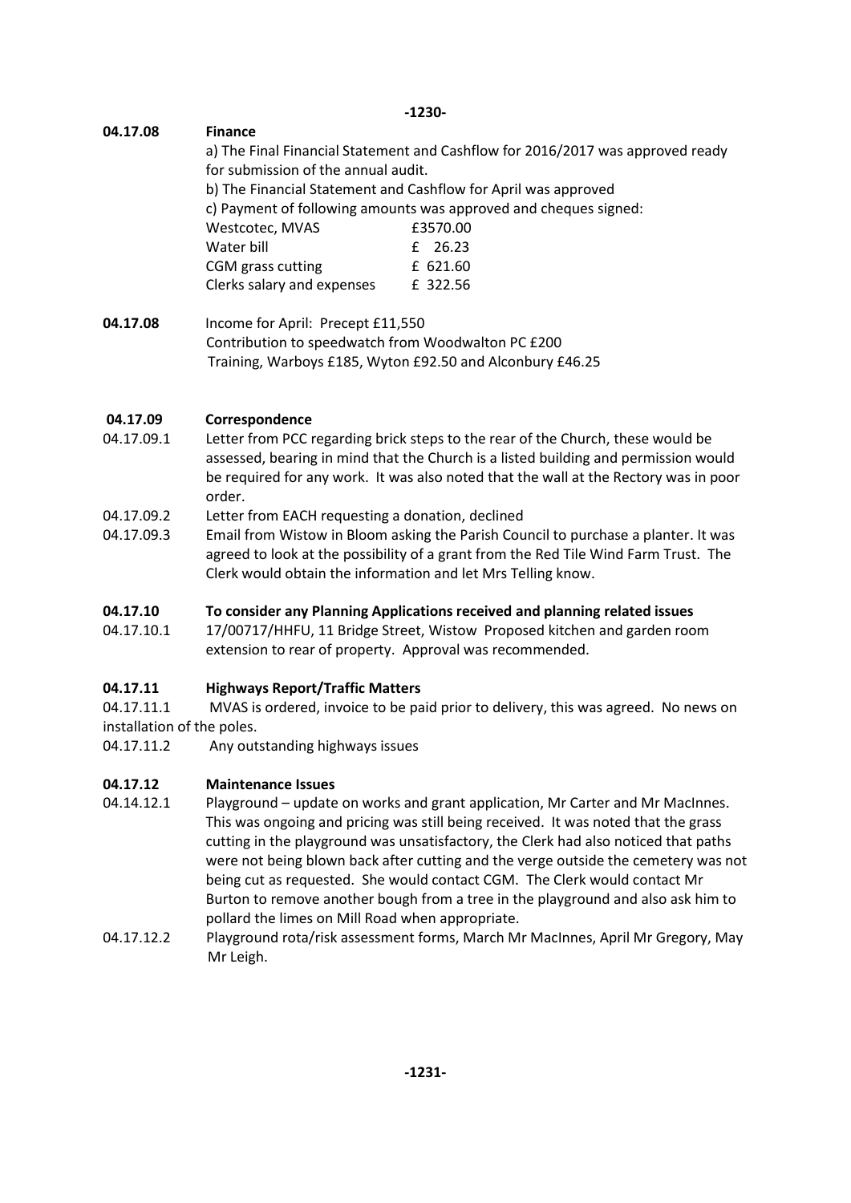**04.17.08 Finance**

a) The Final Financial Statement and Cashflow for 2016/2017 was approved ready for submission of the annual audit.

b) The Financial Statement and Cashflow for April was approved

c) Payment of following amounts was approved and cheques signed:

| | |
|---|---|
| Westcotec, MVAS | £3570.00 |
| Water bill | £ 26.23 |
| CGM grass cutting | £ 621.60 |
| Clerks salary and expenses | £ 322.56 |

**04.17.08** Income for April: Precept £11,550
Contribution to speedwatch from Woodwalton PC £200
Training, Warboys £185, Wyton £92.50 and Alconbury £46.25

**04.17.09 Correspondence**

04.17.09.1 Letter from PCC regarding brick steps to the rear of the Church, these would be assessed, bearing in mind that the Church is a listed building and permission would be required for any work. It was also noted that the wall at the Rectory was in poor order.

04.17.09.2 Letter from EACH requesting a donation, declined

04.17.09.3 Email from Wistow in Bloom asking the Parish Council to purchase a planter. It was agreed to look at the possibility of a grant from the Red Tile Wind Farm Trust. The Clerk would obtain the information and let Mrs Telling know.

**04.17.10 To consider any Planning Applications received and planning related issues**

04.17.10.1 17/00717/HHFU, 11 Bridge Street, Wistow Proposed kitchen and garden room extension to rear of property. Approval was recommended.

**04.17.11 Highways Report/Traffic Matters**

04.17.11.1 MVAS is ordered, invoice to be paid prior to delivery, this was agreed. No news on installation of the poles.

04.17.11.2 Any outstanding highways issues

**04.17.12 Maintenance Issues**

04.14.12.1 Playground – update on works and grant application, Mr Carter and Mr MacInnes. This was ongoing and pricing was still being received. It was noted that the grass cutting in the playground was unsatisfactory, the Clerk had also noticed that paths were not being blown back after cutting and the verge outside the cemetery was not being cut as requested. She would contact CGM. The Clerk would contact Mr Burton to remove another bough from a tree in the playground and also ask him to pollard the limes on Mill Road when appropriate.

04.17.12.2 Playground rota/risk assessment forms, March Mr MacInnes, April Mr Gregory, May Mr Leigh.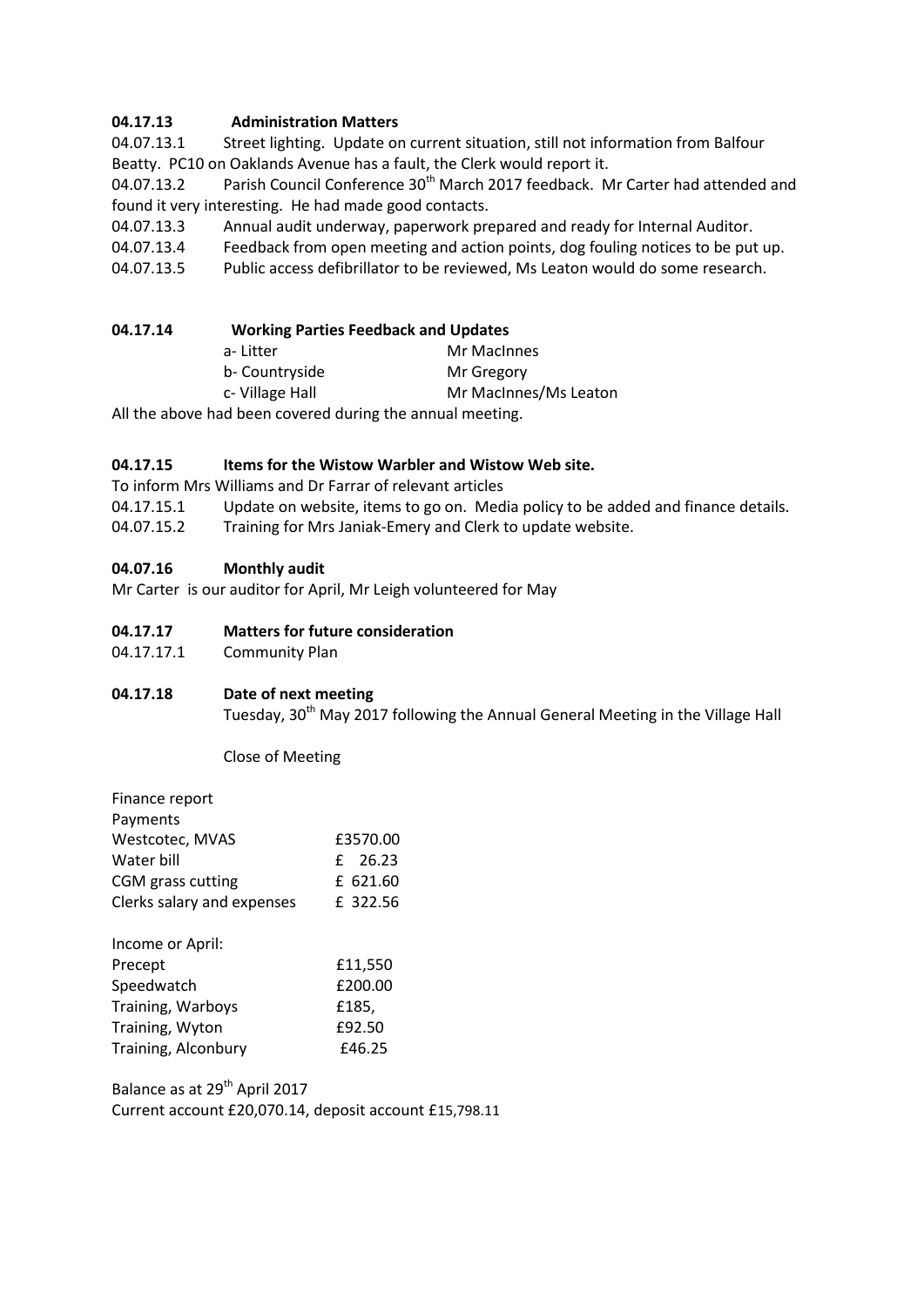**04.17.13 Administration Matters**

04.07.13.1 Street lighting. Update on current situation, still not information from Balfour Beatty. PC10 on Oaklands Avenue has a fault, the Clerk would report it.

04.07.13.2 Parish Council Conference 30th March 2017 feedback. Mr Carter had attended and found it very interesting. He had made good contacts.

04.07.13.3 Annual audit underway, paperwork prepared and ready for Internal Auditor.

04.07.13.4 Feedback from open meeting and action points, dog fouling notices to be put up.

04.07.13.5 Public access defibrillator to be reviewed, Ms Leaton would do some research.

**04.17.14 Working Parties Feedback and Updates**

| | |
|---|---|
| a- Litter | Mr MacInnes |
| b- Countryside | Mr Gregory |
| c- Village Hall | Mr MacInnes/Ms Leaton |

All the above had been covered during the annual meeting.

**04.17.15 Items for the Wistow Warbler and Wistow Web site.**

To inform Mrs Williams and Dr Farrar of relevant articles

04.17.15.1 Update on website, items to go on. Media policy to be added and finance details.

04.07.15.2 Training for Mrs Janiak-Emery and Clerk to update website.

**04.07.16 Monthly audit**

Mr Carter is our auditor for April, Mr Leigh volunteered for May

**04.17.17 Matters for future consideration**

04.17.17.1 Community Plan

**04.17.18 Date of next meeting**

Tuesday, 30th May 2017 following the Annual General Meeting in the Village Hall

Close of Meeting

Finance report

Payments

| | |
|---|---|
| Westcotec, MVAS | £3570.00 |
| Water bill | £ 26.23 |
| CGM grass cutting | £ 621.60 |
| Clerks salary and expenses | £ 322.56 |

Income or April:

| | |
|---|---|
| Precept | £11,550 |
| Speedwatch | £200.00 |
| Training, Warboys | £185, |
| Training, Wyton | £92.50 |
| Training, Alconbury | £46.25 |

Balance as at 29th April 2017

Current account £20,070.14, deposit account £15,798.11